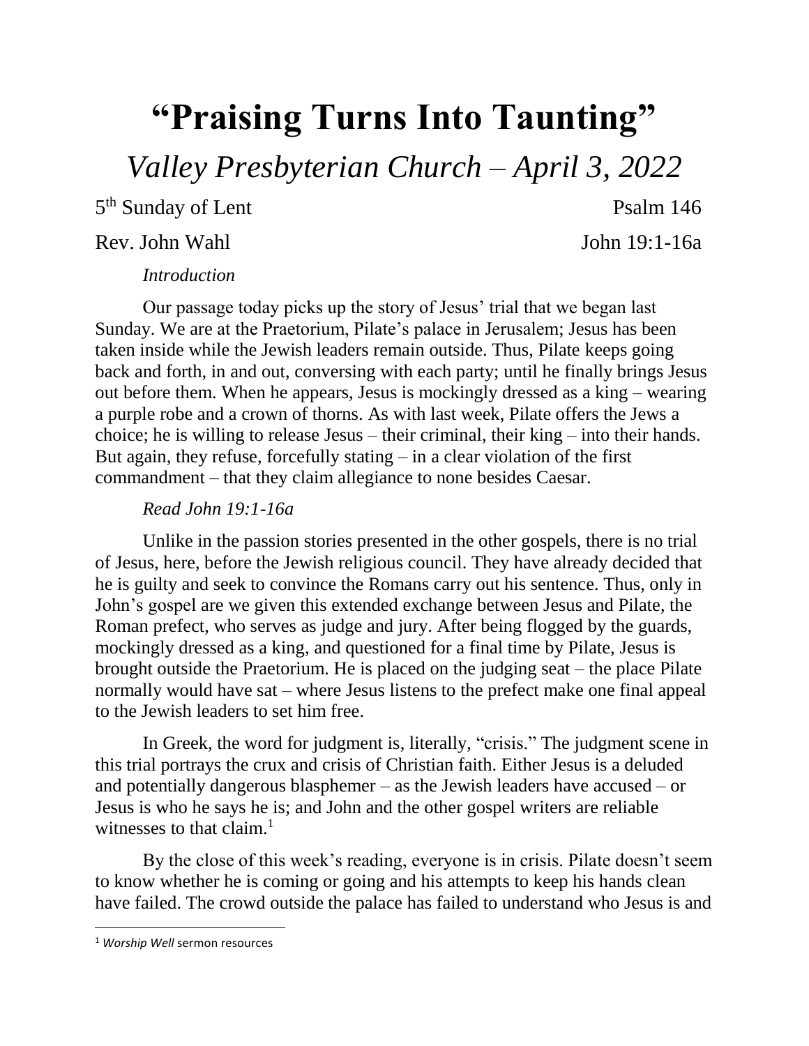# "Praising Turns Into Taunting"

## *Valley Presbyterian Church – April 3, 2022*

5th Sunday of Lent — Psalm 146

Rev. John Wahl — John 19:1-16a

*Introduction*

Our passage today picks up the story of Jesus' trial that we began last Sunday. We are at the Praetorium, Pilate's palace in Jerusalem; Jesus has been taken inside while the Jewish leaders remain outside. Thus, Pilate keeps going back and forth, in and out, conversing with each party; until he finally brings Jesus out before them. When he appears, Jesus is mockingly dressed as a king – wearing a purple robe and a crown of thorns. As with last week, Pilate offers the Jews a choice; he is willing to release Jesus – their criminal, their king – into their hands. But again, they refuse, forcefully stating – in a clear violation of the first commandment – that they claim allegiance to none besides Caesar.

*Read John 19:1-16a*

Unlike in the passion stories presented in the other gospels, there is no trial of Jesus, here, before the Jewish religious council. They have already decided that he is guilty and seek to convince the Romans carry out his sentence. Thus, only in John's gospel are we given this extended exchange between Jesus and Pilate, the Roman prefect, who serves as judge and jury. After being flogged by the guards, mockingly dressed as a king, and questioned for a final time by Pilate, Jesus is brought outside the Praetorium. He is placed on the judging seat – the place Pilate normally would have sat – where Jesus listens to the prefect make one final appeal to the Jewish leaders to set him free.

In Greek, the word for judgment is, literally, "crisis." The judgment scene in this trial portrays the crux and crisis of Christian faith. Either Jesus is a deluded and potentially dangerous blasphemer – as the Jewish leaders have accused – or Jesus is who he says he is; and John and the other gospel writers are reliable witnesses to that claim.[1]

By the close of this week's reading, everyone is in crisis. Pilate doesn't seem to know whether he is coming or going and his attempts to keep his hands clean have failed. The crowd outside the palace has failed to understand who Jesus is and

---

[1] *Worship Well* sermon resources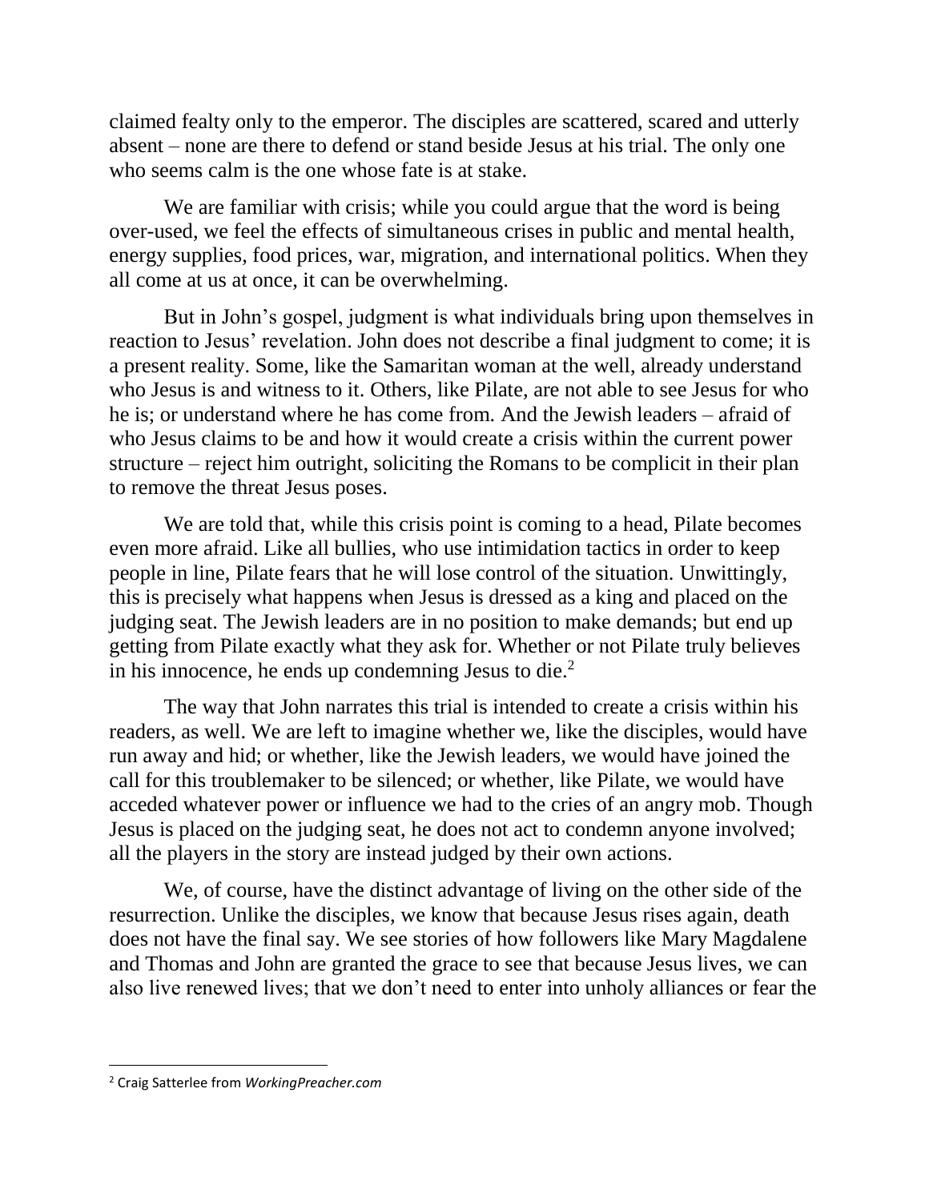claimed fealty only to the emperor. The disciples are scattered, scared and utterly absent – none are there to defend or stand beside Jesus at his trial. The only one who seems calm is the one whose fate is at stake.

We are familiar with crisis; while you could argue that the word is being over-used, we feel the effects of simultaneous crises in public and mental health, energy supplies, food prices, war, migration, and international politics. When they all come at us at once, it can be overwhelming.

But in John's gospel, judgment is what individuals bring upon themselves in reaction to Jesus' revelation. John does not describe a final judgment to come; it is a present reality. Some, like the Samaritan woman at the well, already understand who Jesus is and witness to it. Others, like Pilate, are not able to see Jesus for who he is; or understand where he has come from. And the Jewish leaders – afraid of who Jesus claims to be and how it would create a crisis within the current power structure – reject him outright, soliciting the Romans to be complicit in their plan to remove the threat Jesus poses.

We are told that, while this crisis point is coming to a head, Pilate becomes even more afraid. Like all bullies, who use intimidation tactics in order to keep people in line, Pilate fears that he will lose control of the situation. Unwittingly, this is precisely what happens when Jesus is dressed as a king and placed on the judging seat. The Jewish leaders are in no position to make demands; but end up getting from Pilate exactly what they ask for. Whether or not Pilate truly believes in his innocence, he ends up condemning Jesus to die.[2]

The way that John narrates this trial is intended to create a crisis within his readers, as well. We are left to imagine whether we, like the disciples, would have run away and hid; or whether, like the Jewish leaders, we would have joined the call for this troublemaker to be silenced; or whether, like Pilate, we would have acceded whatever power or influence we had to the cries of an angry mob. Though Jesus is placed on the judging seat, he does not act to condemn anyone involved; all the players in the story are instead judged by their own actions.

We, of course, have the distinct advantage of living on the other side of the resurrection. Unlike the disciples, we know that because Jesus rises again, death does not have the final say. We see stories of how followers like Mary Magdalene and Thomas and John are granted the grace to see that because Jesus lives, we can also live renewed lives; that we don't need to enter into unholy alliances or fear the

---

[2] Craig Satterlee from *WorkingPreacher.com*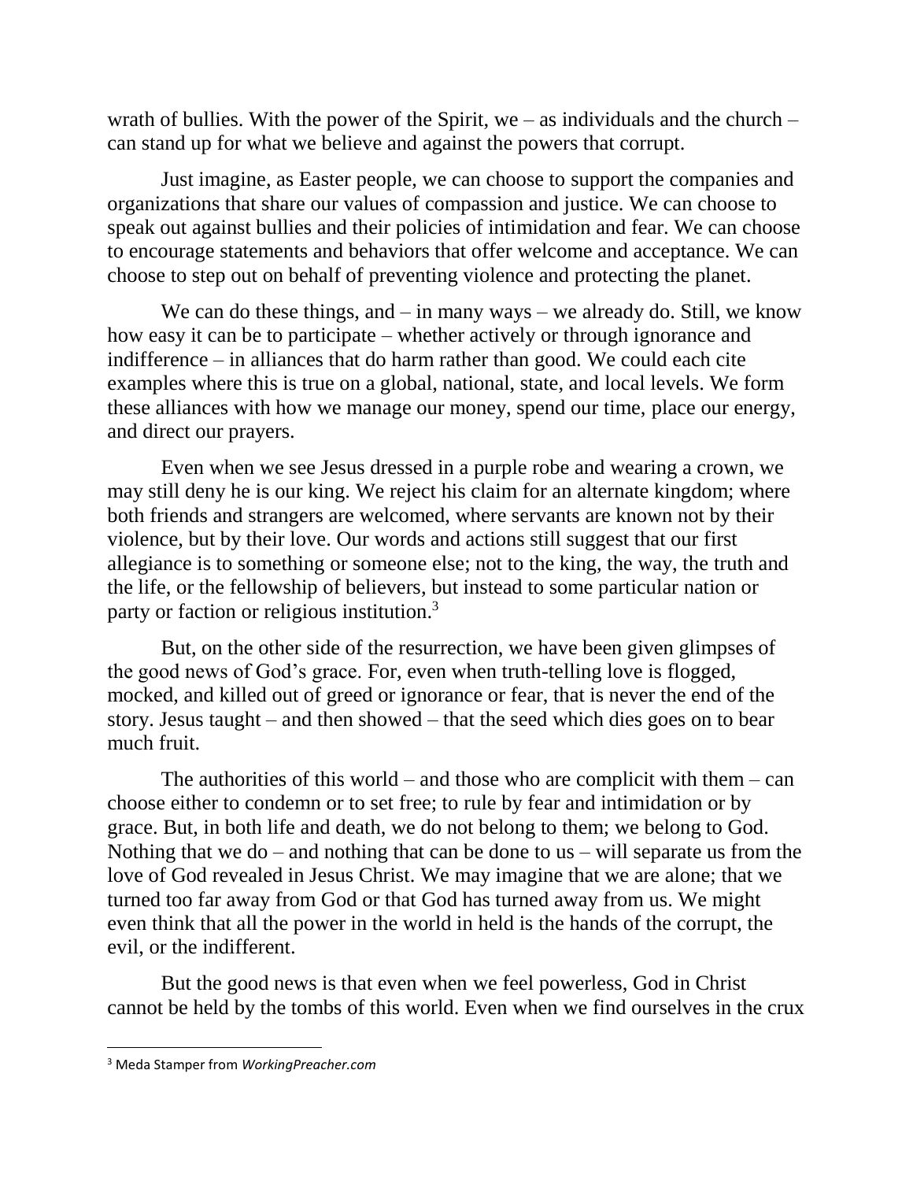wrath of bullies. With the power of the Spirit, we – as individuals and the church – can stand up for what we believe and against the powers that corrupt.

Just imagine, as Easter people, we can choose to support the companies and organizations that share our values of compassion and justice. We can choose to speak out against bullies and their policies of intimidation and fear. We can choose to encourage statements and behaviors that offer welcome and acceptance. We can choose to step out on behalf of preventing violence and protecting the planet.

We can do these things, and – in many ways – we already do. Still, we know how easy it can be to participate – whether actively or through ignorance and indifference – in alliances that do harm rather than good. We could each cite examples where this is true on a global, national, state, and local levels. We form these alliances with how we manage our money, spend our time, place our energy, and direct our prayers.

Even when we see Jesus dressed in a purple robe and wearing a crown, we may still deny he is our king. We reject his claim for an alternate kingdom; where both friends and strangers are welcomed, where servants are known not by their violence, but by their love. Our words and actions still suggest that our first allegiance is to something or someone else; not to the king, the way, the truth and the life, or the fellowship of believers, but instead to some particular nation or party or faction or religious institution.[3]

But, on the other side of the resurrection, we have been given glimpses of the good news of God's grace. For, even when truth-telling love is flogged, mocked, and killed out of greed or ignorance or fear, that is never the end of the story. Jesus taught – and then showed – that the seed which dies goes on to bear much fruit.

The authorities of this world – and those who are complicit with them – can choose either to condemn or to set free; to rule by fear and intimidation or by grace. But, in both life and death, we do not belong to them; we belong to God. Nothing that we do – and nothing that can be done to us – will separate us from the love of God revealed in Jesus Christ. We may imagine that we are alone; that we turned too far away from God or that God has turned away from us. We might even think that all the power in the world in held is the hands of the corrupt, the evil, or the indifferent.

But the good news is that even when we feel powerless, God in Christ cannot be held by the tombs of this world. Even when we find ourselves in the crux

[3] Meda Stamper from *WorkingPreacher.com*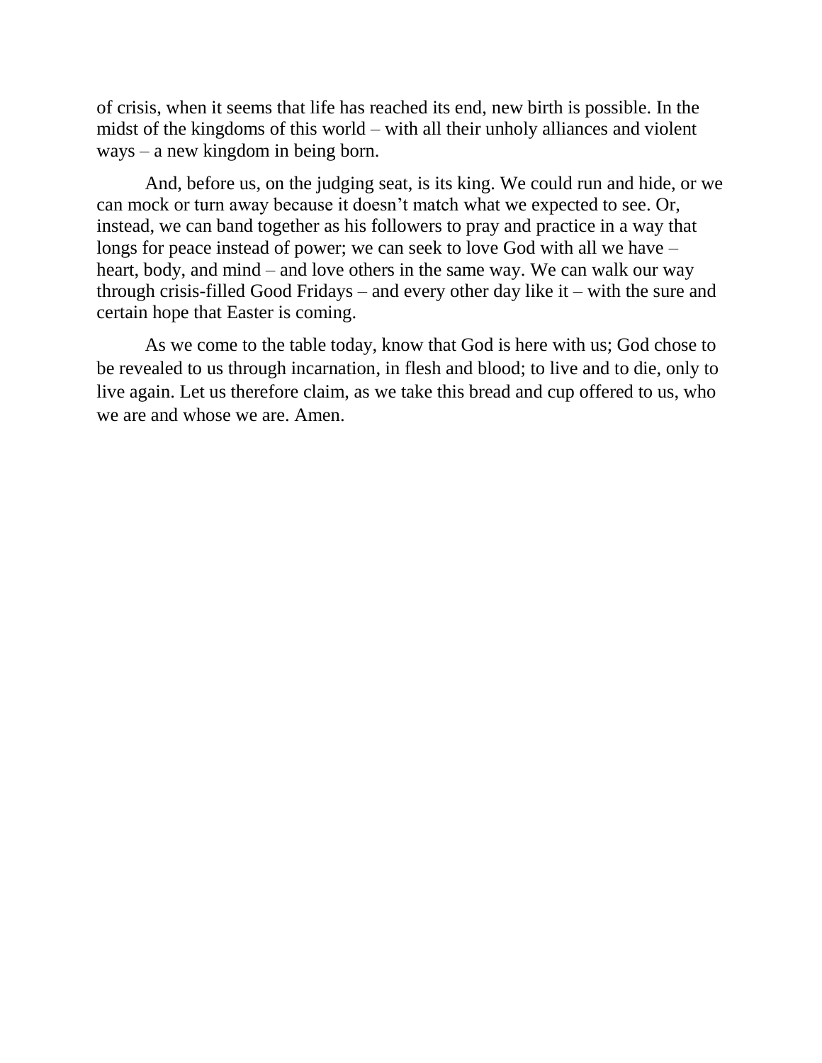of crisis, when it seems that life has reached its end, new birth is possible. In the midst of the kingdoms of this world – with all their unholy alliances and violent ways – a new kingdom in being born.

And, before us, on the judging seat, is its king. We could run and hide, or we can mock or turn away because it doesn't match what we expected to see. Or, instead, we can band together as his followers to pray and practice in a way that longs for peace instead of power; we can seek to love God with all we have – heart, body, and mind – and love others in the same way. We can walk our way through crisis-filled Good Fridays – and every other day like it – with the sure and certain hope that Easter is coming.

As we come to the table today, know that God is here with us; God chose to be revealed to us through incarnation, in flesh and blood; to live and to die, only to live again. Let us therefore claim, as we take this bread and cup offered to us, who we are and whose we are. Amen.